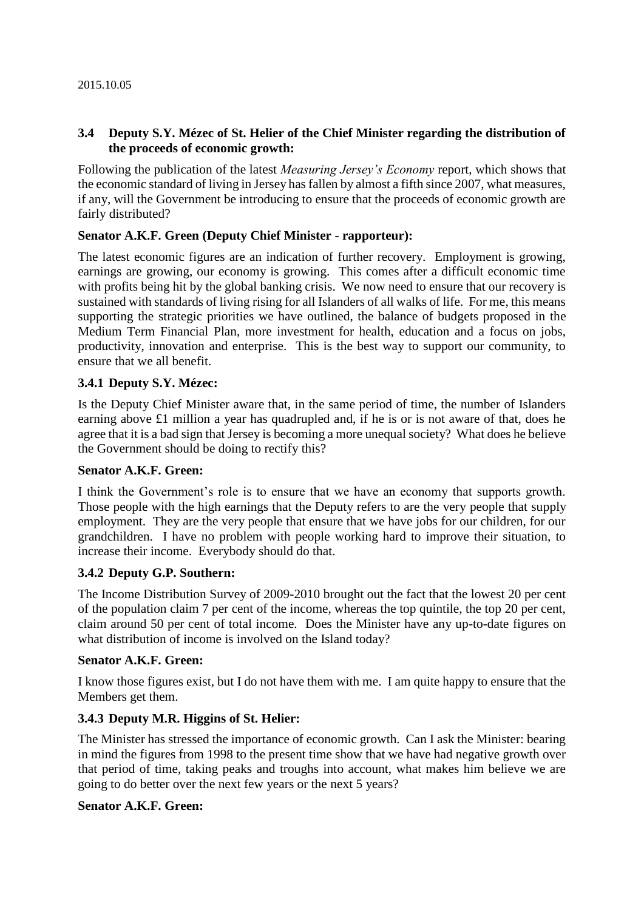2015.10.05

### 3.4 Deputy S.Y. Mézec of St. Helier of the Chief Minister regarding the distribution of the proceeds of economic growth:

Following the publication of the latest *Measuring Jersey's Economy* report, which shows that the economic standard of living in Jersey has fallen by almost a fifth since 2007, what measures, if any, will the Government be introducing to ensure that the proceeds of economic growth are fairly distributed?

**Senator A.K.F. Green (Deputy Chief Minister - rapporteur):**

The latest economic figures are an indication of further recovery. Employment is growing, earnings are growing, our economy is growing. This comes after a difficult economic time with profits being hit by the global banking crisis. We now need to ensure that our recovery is sustained with standards of living rising for all Islanders of all walks of life. For me, this means supporting the strategic priorities we have outlined, the balance of budgets proposed in the Medium Term Financial Plan, more investment for health, education and a focus on jobs, productivity, innovation and enterprise. This is the best way to support our community, to ensure that we all benefit.

#### 3.4.1 Deputy S.Y. Mézec:

Is the Deputy Chief Minister aware that, in the same period of time, the number of Islanders earning above £1 million a year has quadrupled and, if he is or is not aware of that, does he agree that it is a bad sign that Jersey is becoming a more unequal society? What does he believe the Government should be doing to rectify this?

**Senator A.K.F. Green:**

I think the Government's role is to ensure that we have an economy that supports growth. Those people with the high earnings that the Deputy refers to are the very people that supply employment. They are the very people that ensure that we have jobs for our children, for our grandchildren. I have no problem with people working hard to improve their situation, to increase their income. Everybody should do that.

#### 3.4.2 Deputy G.P. Southern:

The Income Distribution Survey of 2009-2010 brought out the fact that the lowest 20 per cent of the population claim 7 per cent of the income, whereas the top quintile, the top 20 per cent, claim around 50 per cent of total income. Does the Minister have any up-to-date figures on what distribution of income is involved on the Island today?

**Senator A.K.F. Green:**

I know those figures exist, but I do not have them with me. I am quite happy to ensure that the Members get them.

#### 3.4.3 Deputy M.R. Higgins of St. Helier:

The Minister has stressed the importance of economic growth. Can I ask the Minister: bearing in mind the figures from 1998 to the present time show that we have had negative growth over that period of time, taking peaks and troughs into account, what makes him believe we are going to do better over the next few years or the next 5 years?

**Senator A.K.F. Green:**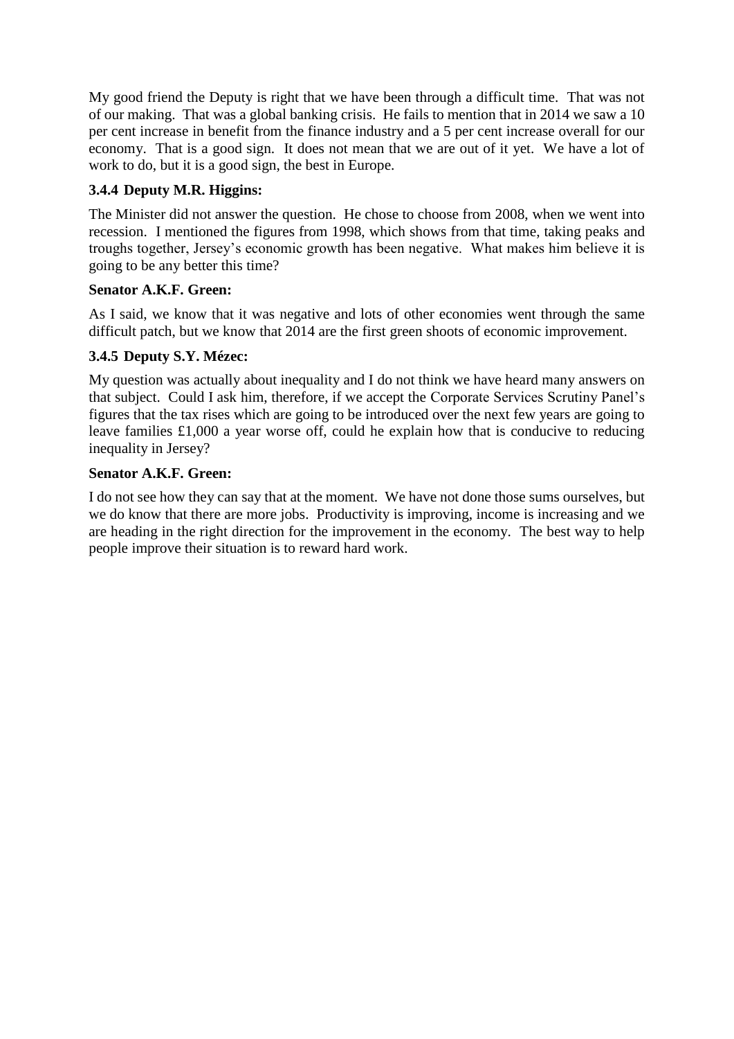My good friend the Deputy is right that we have been through a difficult time. That was not of our making. That was a global banking crisis. He fails to mention that in 2014 we saw a 10 per cent increase in benefit from the finance industry and a 5 per cent increase overall for our economy. That is a good sign. It does not mean that we are out of it yet. We have a lot of work to do, but it is a good sign, the best in Europe.

### 3.4.4 Deputy M.R. Higgins:

The Minister did not answer the question. He chose to choose from 2008, when we went into recession. I mentioned the figures from 1998, which shows from that time, taking peaks and troughs together, Jersey's economic growth has been negative. What makes him believe it is going to be any better this time?

**Senator A.K.F. Green:**

As I said, we know that it was negative and lots of other economies went through the same difficult patch, but we know that 2014 are the first green shoots of economic improvement.

### 3.4.5 Deputy S.Y. Mézec:

My question was actually about inequality and I do not think we have heard many answers on that subject. Could I ask him, therefore, if we accept the Corporate Services Scrutiny Panel's figures that the tax rises which are going to be introduced over the next few years are going to leave families £1,000 a year worse off, could he explain how that is conducive to reducing inequality in Jersey?

**Senator A.K.F. Green:**

I do not see how they can say that at the moment. We have not done those sums ourselves, but we do know that there are more jobs. Productivity is improving, income is increasing and we are heading in the right direction for the improvement in the economy. The best way to help people improve their situation is to reward hard work.